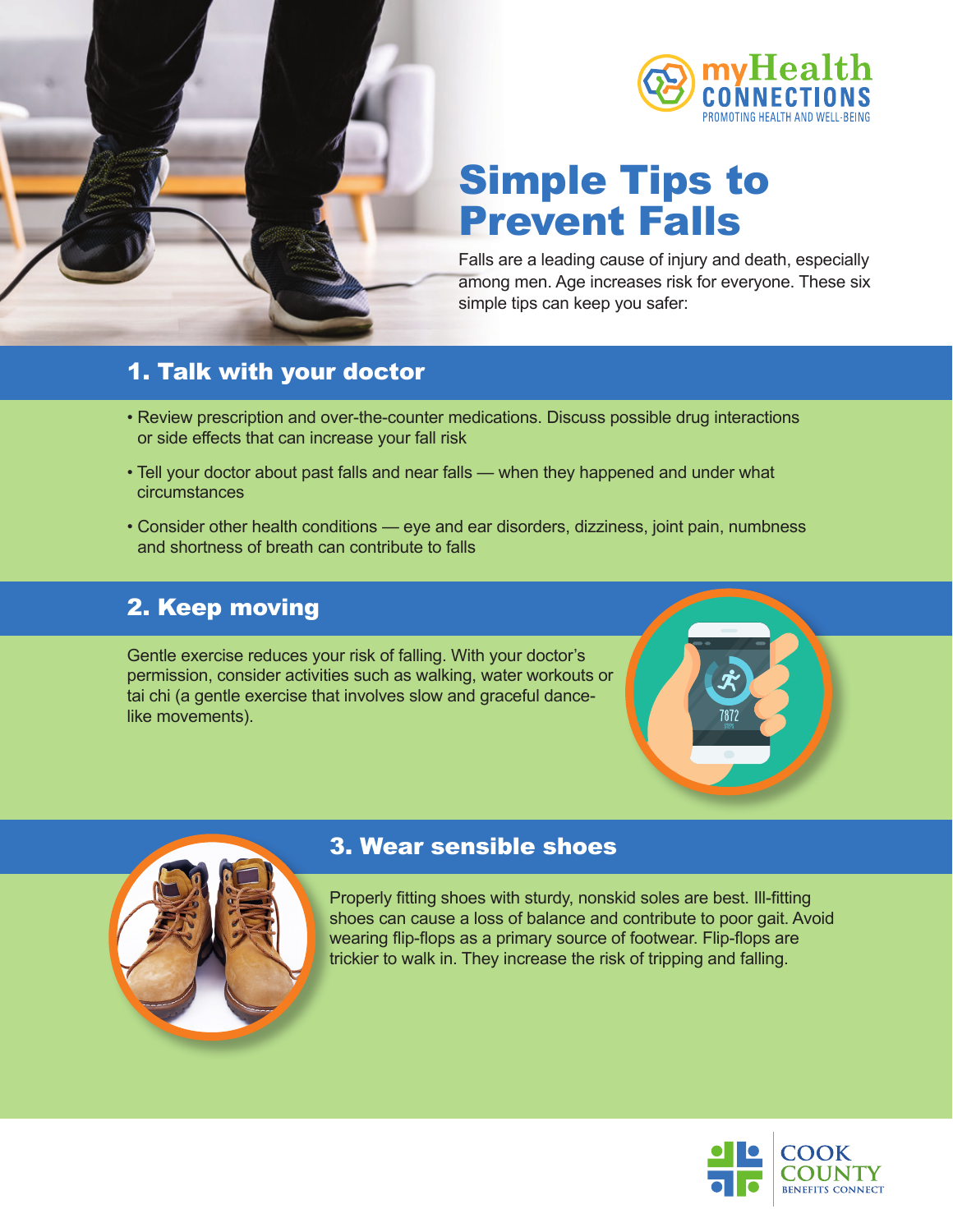# Simple Tips to Prevent Falls

Falls are a leading cause of injury and death, especially among men. Age increases risk for everyone. These six simple tips can keep you safer:

## 1. Talk with your doctor

- Review prescription and over-the-counter medications. Discuss possible drug interactions or side effects that can increase your fall risk
- Tell your doctor about past falls and near falls — when they happened and under what circumstances
- Consider other health conditions — eye and ear disorders, dizziness, joint pain, numbness and shortness of breath can contribute to falls

## 2. Keep moving

Gentle exercise reduces your risk of falling. With your doctor's permission, consider activities such as walking, water workouts or tai chi (a gentle exercise that involves slow and graceful dance-like movements).

## 3. Wear sensible shoes

Properly fitting shoes with sturdy, nonskid soles are best. Ill-fitting shoes can cause a loss of balance and contribute to poor gait. Avoid wearing flip-flops as a primary source of footwear. Flip-flops are trickier to walk in. They increase the risk of tripping and falling.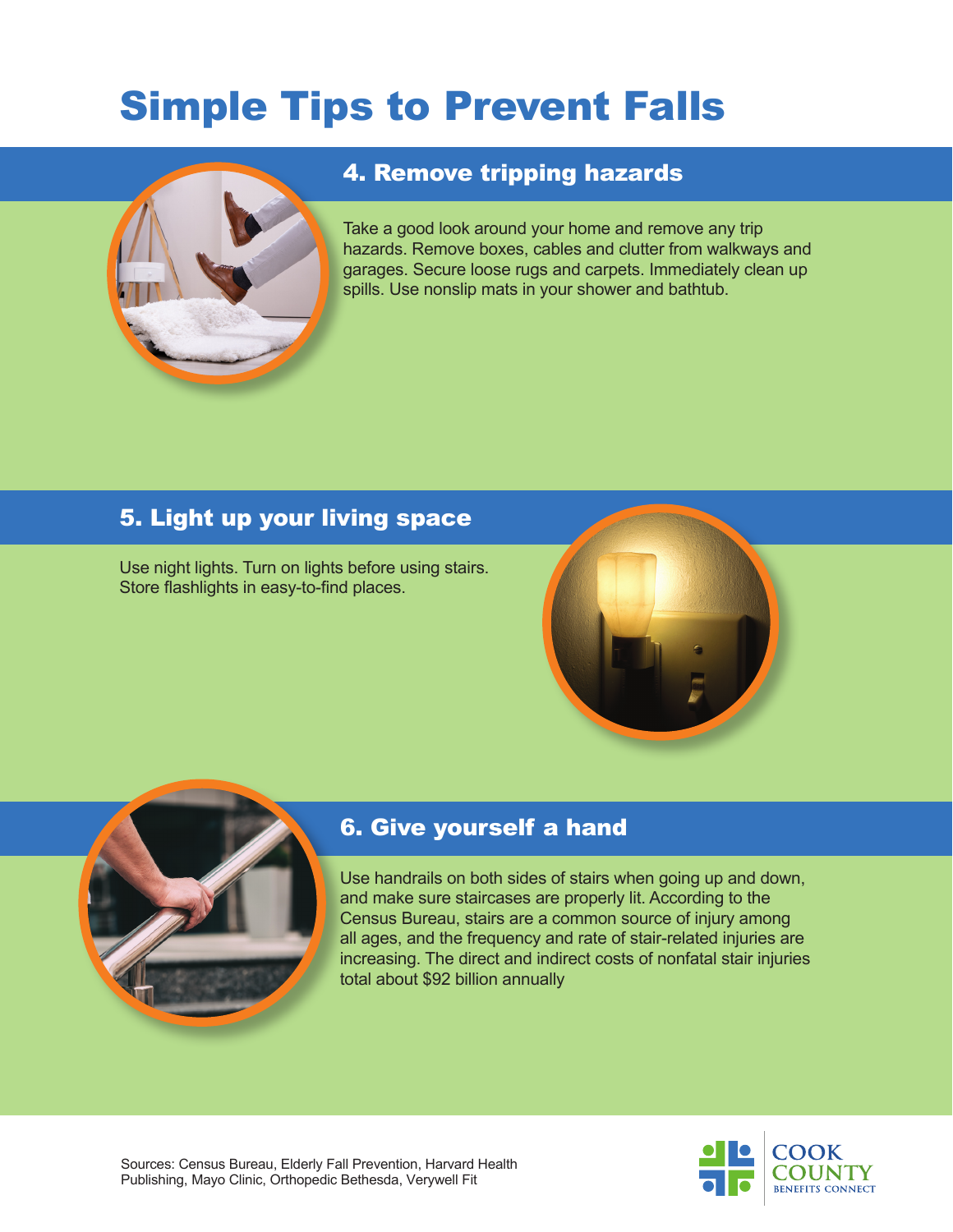# Simple Tips to Prevent Falls

## 4. Remove tripping hazards

Take a good look around your home and remove any trip hazards. Remove boxes, cables and clutter from walkways and garages. Secure loose rugs and carpets. Immediately clean up spills. Use nonslip mats in your shower and bathtub.

## 5. Light up your living space

Use night lights. Turn on lights before using stairs. Store flashlights in easy-to-find places.

## 6. Give yourself a hand

Use handrails on both sides of stairs when going up and down, and make sure staircases are properly lit. According to the Census Bureau, stairs are a common source of injury among all ages, and the frequency and rate of stair-related injuries are increasing. The direct and indirect costs of nonfatal stair injuries total about $92 billion annually

Sources: Census Bureau, Elderly Fall Prevention, Harvard Health Publishing, Mayo Clinic, Orthopedic Bethesda, Verywell Fit

COOK COUNTY BENEFITS CONNECT